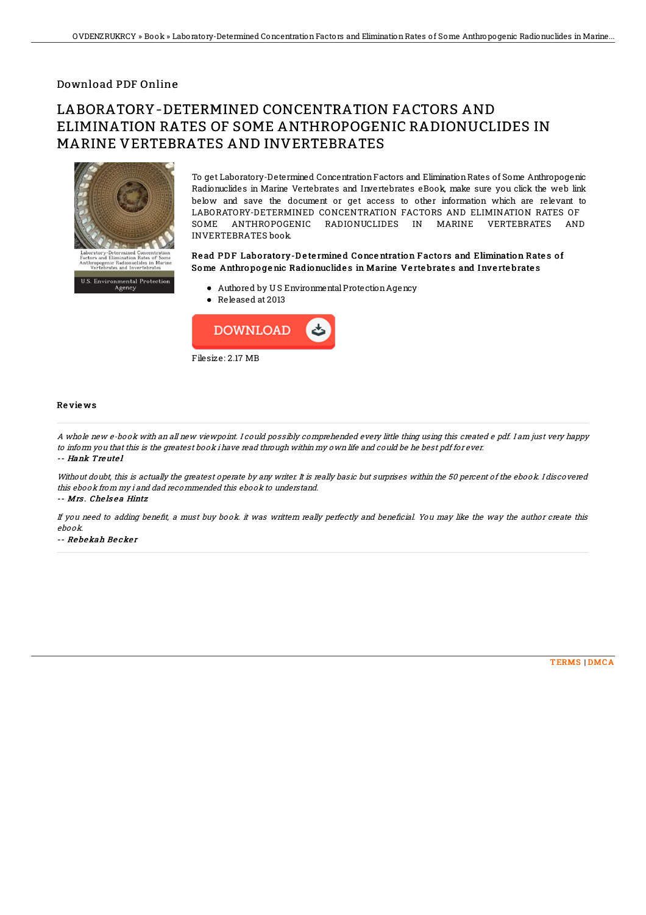Download PDF Online

# LABORATORY-DETERMINED CONCENTRATION FACTORS AND ELIMINATION RATES OF SOME ANTHROPOGENIC RADIONUCLIDES IN MARINE VERTEBRATES AND INVERTEBRATES

To get Laboratory-Determined Concentration Factors and Elimination Rates of Some Anthropogenic Radionuclides in Marine Vertebrates and Invertebrates eBook, make sure you click the web link below and save the document or get access to other information which are relevant to LABORATORY-DETERMINED CONCENTRATION FACTORS AND ELIMINATION RATES OF SOME ANTHROPOGENIC RADIONUCLIDES IN MARINE VERTEBRATES AND INVERTEBRATES book.

### Read PDF Laboratory-Determined Concentration Factors and Elimination Rates of Some Anthropogenic Radionuclides in Marine Vertebrates and Invertebrates

- Authored by U S Environmental Protection Agency
- Released at 2013

Filesize: 2.17 MB

## Reviews

*A whole new e-book with an all new viewpoint. I could possibly comprehended every little thing using this created e pdf. I am just very happy to inform you that this is the greatest book i have read through within my own life and could be he best pdf for ever.*

-- ***Hank Treutel***

*Without doubt, this is actually the greatest operate by any writer. It is really basic but surprises within the 50 percent of the ebook. I discovered this ebook from my i and dad recommended this ebook to understand.*

-- ***Mrs. Chelsea Hintz***

*If you need to adding benefit, a must buy book. it was writtern really perfectly and beneficial. You may like the way the author create this ebook.*

-- ***Rebekah Becker***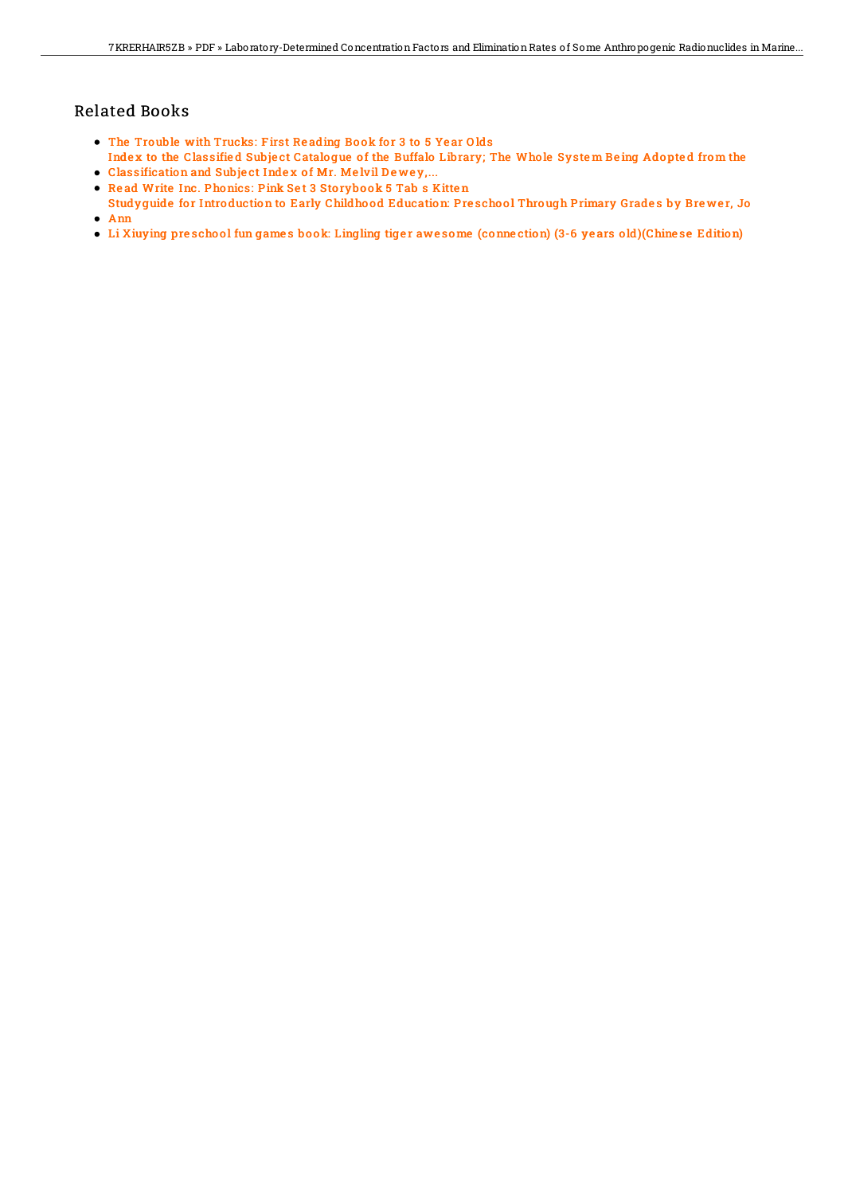## Related Books

- The Trouble with Trucks: First Reading Book for 3 to 5 Year Olds
- Index to the Classified Subject Catalogue of the Buffalo Library; The Whole System Being Adopted from the Classification and Subject Index of Mr. Melvil Dewey,...
- Read Write Inc. Phonics: Pink Set 3 Storybook 5 Tab s Kitten
- Studyguide for Introduction to Early Childhood Education: Preschool Through Primary Grades by Brewer, Jo Ann
- Li Xiuying preschool fun games book: Lingling tiger awesome (connection) (3-6 years old)(Chinese Edition)